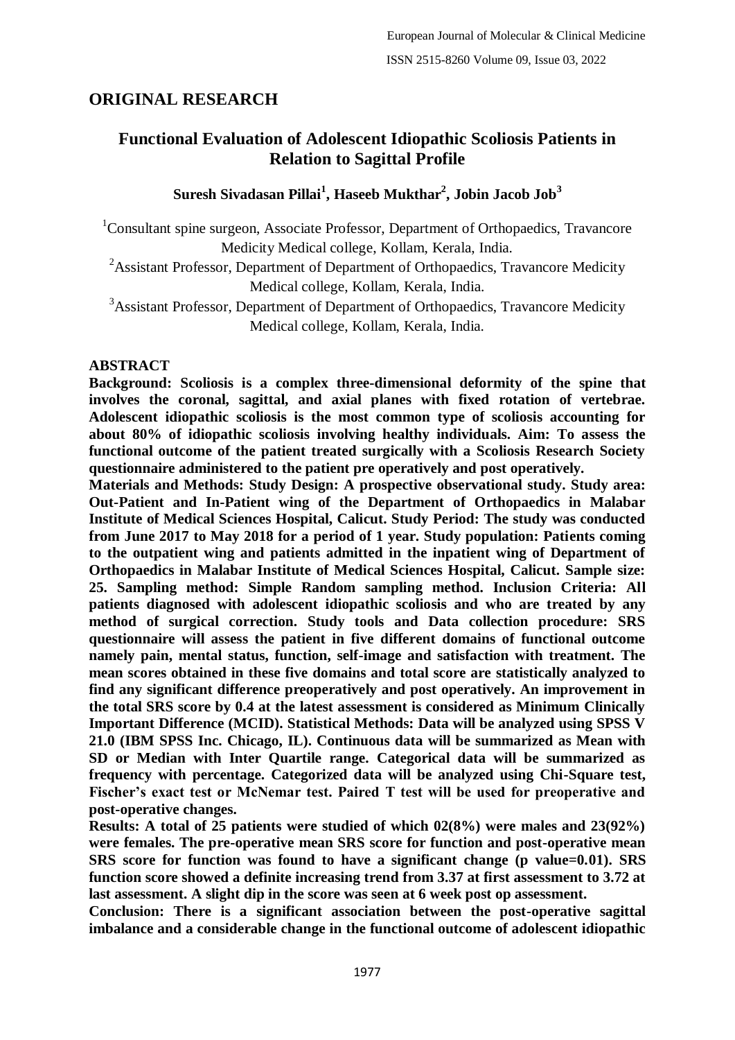## ORIGINAL RESEARCH

# Functional Evaluation of Adolescent Idiopathic Scoliosis Patients in Relation to Sagittal Profile

**Suresh Sivadasan Pillai[1], Haseeb Mukthar[2], Jobin Jacob Job[3]**

[1]Consultant spine surgeon, Associate Professor, Department of Orthopaedics, Travancore Medicity Medical college, Kollam, Kerala, India.

[2]Assistant Professor, Department of Department of Orthopaedics, Travancore Medicity Medical college, Kollam, Kerala, India.

[3]Assistant Professor, Department of Department of Orthopaedics, Travancore Medicity Medical college, Kollam, Kerala, India.

### ABSTRACT

**Background: Scoliosis is a complex three-dimensional deformity of the spine that involves the coronal, sagittal, and axial planes with fixed rotation of vertebrae. Adolescent idiopathic scoliosis is the most common type of scoliosis accounting for about 80% of idiopathic scoliosis involving healthy individuals. Aim: To assess the functional outcome of the patient treated surgically with a Scoliosis Research Society questionnaire administered to the patient pre operatively and post operatively.**

**Materials and Methods: Study Design: A prospective observational study. Study area: Out-Patient and In-Patient wing of the Department of Orthopaedics in Malabar Institute of Medical Sciences Hospital, Calicut. Study Period: The study was conducted from June 2017 to May 2018 for a period of 1 year. Study population: Patients coming to the outpatient wing and patients admitted in the inpatient wing of Department of Orthopaedics in Malabar Institute of Medical Sciences Hospital, Calicut. Sample size: 25. Sampling method: Simple Random sampling method. Inclusion Criteria: All patients diagnosed with adolescent idiopathic scoliosis and who are treated by any method of surgical correction. Study tools and Data collection procedure: SRS questionnaire will assess the patient in five different domains of functional outcome namely pain, mental status, function, self-image and satisfaction with treatment. The mean scores obtained in these five domains and total score are statistically analyzed to find any significant difference preoperatively and post operatively. An improvement in the total SRS score by 0.4 at the latest assessment is considered as Minimum Clinically Important Difference (MCID). Statistical Methods: Data will be analyzed using SPSS V 21.0 (IBM SPSS Inc. Chicago, IL). Continuous data will be summarized as Mean with SD or Median with Inter Quartile range. Categorical data will be summarized as frequency with percentage. Categorized data will be analyzed using Chi-Square test, Fischer's exact test or McNemar test. Paired T test will be used for preoperative and post-operative changes.**

**Results: A total of 25 patients were studied of which 02(8%) were males and 23(92%) were females. The pre-operative mean SRS score for function and post-operative mean SRS score for function was found to have a significant change (p value=0.01). SRS function score showed a definite increasing trend from 3.37 at first assessment to 3.72 at last assessment. A slight dip in the score was seen at 6 week post op assessment.**

**Conclusion: There is a significant association between the post-operative sagittal imbalance and a considerable change in the functional outcome of adolescent idiopathic**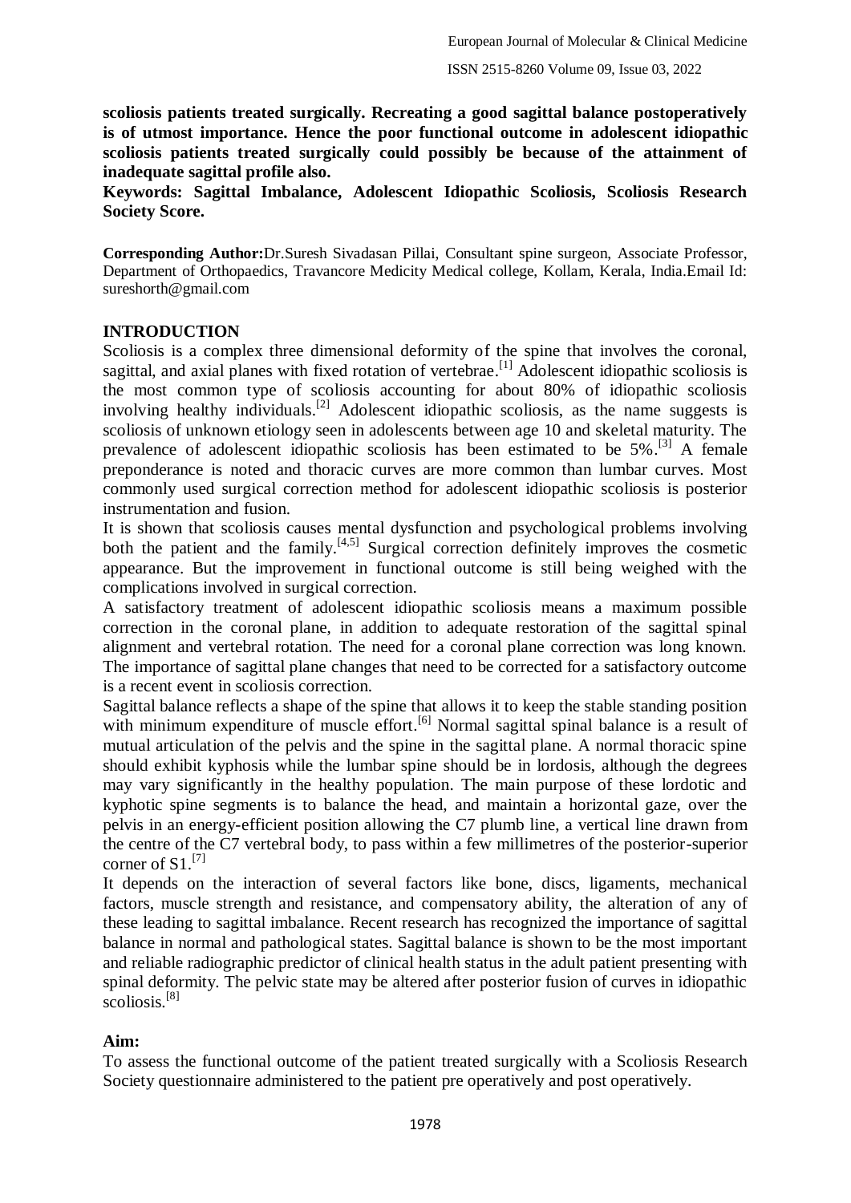**scoliosis patients treated surgically. Recreating a good sagittal balance postoperatively is of utmost importance. Hence the poor functional outcome in adolescent idiopathic scoliosis patients treated surgically could possibly be because of the attainment of inadequate sagittal profile also.**

**Keywords: Sagittal Imbalance, Adolescent Idiopathic Scoliosis, Scoliosis Research Society Score.**

**Corresponding Author:** Dr.Suresh Sivadasan Pillai, Consultant spine surgeon, Associate Professor, Department of Orthopaedics, Travancore Medicity Medical college, Kollam, Kerala, India.Email Id: sureshorth@gmail.com

## INTRODUCTION

Scoliosis is a complex three dimensional deformity of the spine that involves the coronal, sagittal, and axial planes with fixed rotation of vertebrae.[1] Adolescent idiopathic scoliosis is the most common type of scoliosis accounting for about 80% of idiopathic scoliosis involving healthy individuals.[2] Adolescent idiopathic scoliosis, as the name suggests is scoliosis of unknown etiology seen in adolescents between age 10 and skeletal maturity. The prevalence of adolescent idiopathic scoliosis has been estimated to be 5%.[3] A female preponderance is noted and thoracic curves are more common than lumbar curves. Most commonly used surgical correction method for adolescent idiopathic scoliosis is posterior instrumentation and fusion.

It is shown that scoliosis causes mental dysfunction and psychological problems involving both the patient and the family.[4,5] Surgical correction definitely improves the cosmetic appearance. But the improvement in functional outcome is still being weighed with the complications involved in surgical correction.

A satisfactory treatment of adolescent idiopathic scoliosis means a maximum possible correction in the coronal plane, in addition to adequate restoration of the sagittal spinal alignment and vertebral rotation. The need for a coronal plane correction was long known. The importance of sagittal plane changes that need to be corrected for a satisfactory outcome is a recent event in scoliosis correction.

Sagittal balance reflects a shape of the spine that allows it to keep the stable standing position with minimum expenditure of muscle effort.[6] Normal sagittal spinal balance is a result of mutual articulation of the pelvis and the spine in the sagittal plane. A normal thoracic spine should exhibit kyphosis while the lumbar spine should be in lordosis, although the degrees may vary significantly in the healthy population. The main purpose of these lordotic and kyphotic spine segments is to balance the head, and maintain a horizontal gaze, over the pelvis in an energy-efficient position allowing the C7 plumb line, a vertical line drawn from the centre of the C7 vertebral body, to pass within a few millimetres of the posterior-superior corner of S1.[7]

It depends on the interaction of several factors like bone, discs, ligaments, mechanical factors, muscle strength and resistance, and compensatory ability, the alteration of any of these leading to sagittal imbalance. Recent research has recognized the importance of sagittal balance in normal and pathological states. Sagittal balance is shown to be the most important and reliable radiographic predictor of clinical health status in the adult patient presenting with spinal deformity. The pelvic state may be altered after posterior fusion of curves in idiopathic scoliosis.[8]

### Aim:

To assess the functional outcome of the patient treated surgically with a Scoliosis Research Society questionnaire administered to the patient pre operatively and post operatively.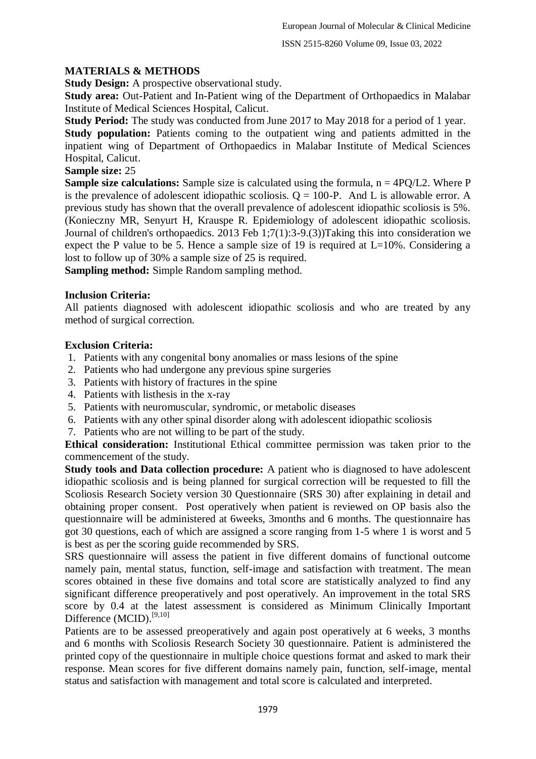## MATERIALS & METHODS

**Study Design:** A prospective observational study.

**Study area:** Out-Patient and In-Patient wing of the Department of Orthopaedics in Malabar Institute of Medical Sciences Hospital, Calicut.

**Study Period:** The study was conducted from June 2017 to May 2018 for a period of 1 year.

**Study population:** Patients coming to the outpatient wing and patients admitted in the inpatient wing of Department of Orthopaedics in Malabar Institute of Medical Sciences Hospital, Calicut.

**Sample size:** 25

**Sample size calculations:** Sample size is calculated using the formula, $n = 4PQ/L2$. Where P is the prevalence of adolescent idiopathic scoliosis. $Q = 100\text{-}P$. And L is allowable error. A previous study has shown that the overall prevalence of adolescent idiopathic scoliosis is 5%. (Konieczny MR, Senyurt H, Krauspe R. Epidemiology of adolescent idiopathic scoliosis. Journal of children's orthopaedics. 2013 Feb 1;7(1):3-9.(3))Taking this into consideration we expect the P value to be 5. Hence a sample size of 19 is required at L=10%. Considering a lost to follow up of 30% a sample size of 25 is required.

**Sampling method:** Simple Random sampling method.

**Inclusion Criteria:**

All patients diagnosed with adolescent idiopathic scoliosis and who are treated by any method of surgical correction.

**Exclusion Criteria:**

1. Patients with any congenital bony anomalies or mass lesions of the spine
2. Patients who had undergone any previous spine surgeries
3. Patients with history of fractures in the spine
4. Patients with listhesis in the x-ray
5. Patients with neuromuscular, syndromic, or metabolic diseases
6. Patients with any other spinal disorder along with adolescent idiopathic scoliosis
7. Patients who are not willing to be part of the study.

**Ethical consideration:** Institutional Ethical committee permission was taken prior to the commencement of the study.

**Study tools and Data collection procedure:** A patient who is diagnosed to have adolescent idiopathic scoliosis and is being planned for surgical correction will be requested to fill the Scoliosis Research Society version 30 Questionnaire (SRS 30) after explaining in detail and obtaining proper consent. Post operatively when patient is reviewed on OP basis also the questionnaire will be administered at 6weeks, 3months and 6 months. The questionnaire has got 30 questions, each of which are assigned a score ranging from 1-5 where 1 is worst and 5 is best as per the scoring guide recommended by SRS.

SRS questionnaire will assess the patient in five different domains of functional outcome namely pain, mental status, function, self-image and satisfaction with treatment. The mean scores obtained in these five domains and total score are statistically analyzed to find any significant difference preoperatively and post operatively. An improvement in the total SRS score by 0.4 at the latest assessment is considered as Minimum Clinically Important Difference (MCID).[9,10]

Patients are to be assessed preoperatively and again post operatively at 6 weeks, 3 months and 6 months with Scoliosis Research Society 30 questionnaire. Patient is administered the printed copy of the questionnaire in multiple choice questions format and asked to mark their response. Mean scores for five different domains namely pain, function, self-image, mental status and satisfaction with management and total score is calculated and interpreted.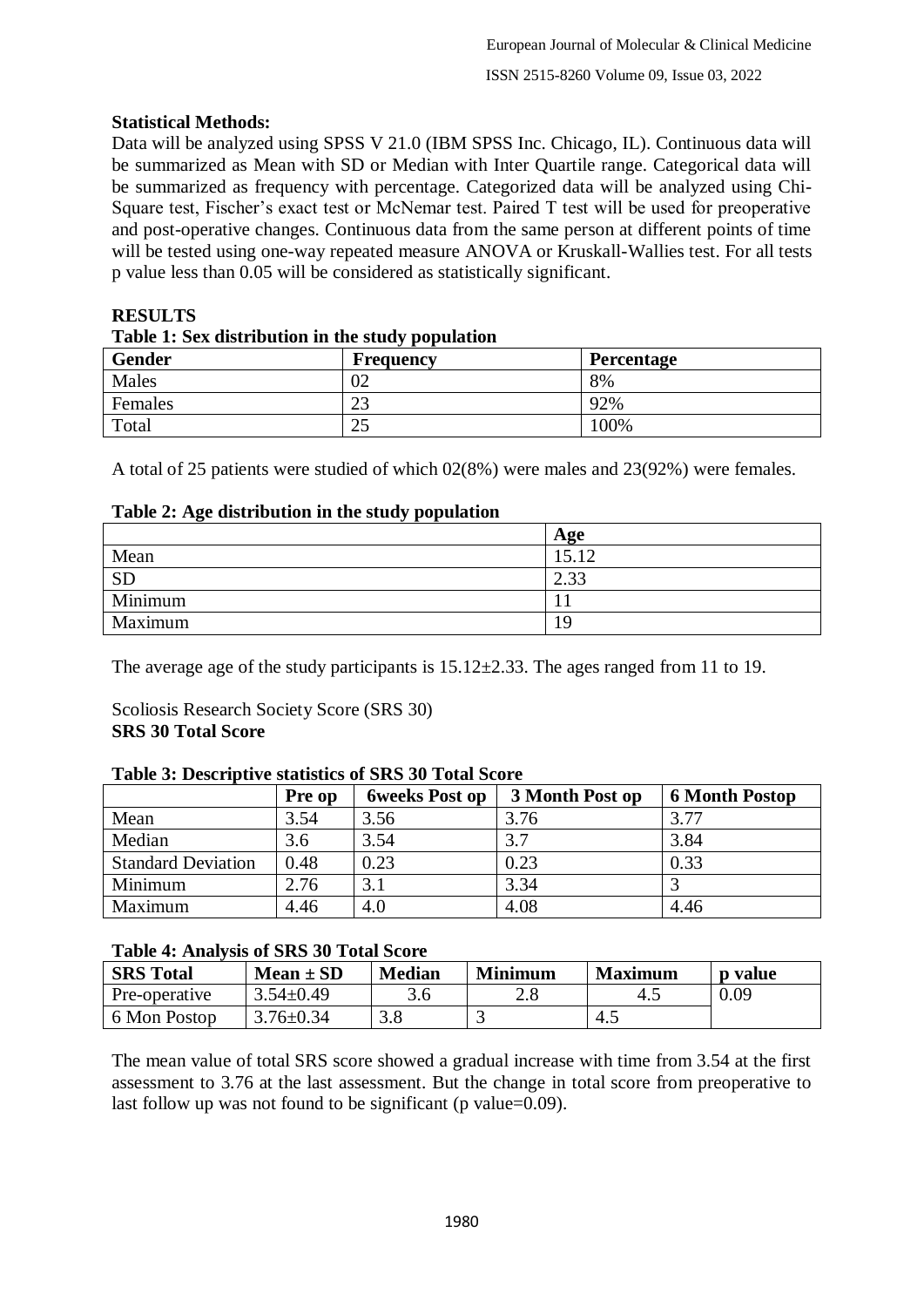**Statistical Methods:**

Data will be analyzed using SPSS V 21.0 (IBM SPSS Inc. Chicago, IL). Continuous data will be summarized as Mean with SD or Median with Inter Quartile range. Categorical data will be summarized as frequency with percentage. Categorized data will be analyzed using Chi-Square test, Fischer's exact test or McNemar test. Paired T test will be used for preoperative and post-operative changes. Continuous data from the same person at different points of time will be tested using one-way repeated measure ANOVA or Kruskall-Wallies test. For all tests p value less than 0.05 will be considered as statistically significant.

## RESULTS

**Table 1: Sex distribution in the study population**

| Gender | Frequency | Percentage |
|---|---|---|
| Males | 02 | 8% |
| Females | 23 | 92% |
| Total | 25 | 100% |

A total of 25 patients were studied of which 02(8%) were males and 23(92%) were females.

**Table 2: Age distribution in the study population**

| | Age |
|---|---|
| Mean | 15.12 |
| SD | 2.33 |
| Minimum | 11 |
| Maximum | 19 |

The average age of the study participants is 15.12±2.33. The ages ranged from 11 to 19.

Scoliosis Research Society Score (SRS 30)

**SRS 30 Total Score**

**Table 3: Descriptive statistics of SRS 30 Total Score**

| | Pre op | 6weeks Post op | 3 Month Post op | 6 Month Postop |
|---|---|---|---|---|
| Mean | 3.54 | 3.56 | 3.76 | 3.77 |
| Median | 3.6 | 3.54 | 3.7 | 3.84 |
| Standard Deviation | 0.48 | 0.23 | 0.23 | 0.33 |
| Minimum | 2.76 | 3.1 | 3.34 | 3 |
| Maximum | 4.46 | 4.0 | 4.08 | 4.46 |

**Table 4: Analysis of SRS 30 Total Score**

| SRS Total | Mean ± SD | Median | Minimum | Maximum | p value |
|---|---|---|---|---|---|
| Pre-operative | 3.54±0.49 | 3.6 | 2.8 | 4.5 | 0.09 |
| 6 Mon Postop | 3.76±0.34 | 3.8 | 3 | 4.5 | |

The mean value of total SRS score showed a gradual increase with time from 3.54 at the first assessment to 3.76 at the last assessment. But the change in total score from preoperative to last follow up was not found to be significant (p value=0.09).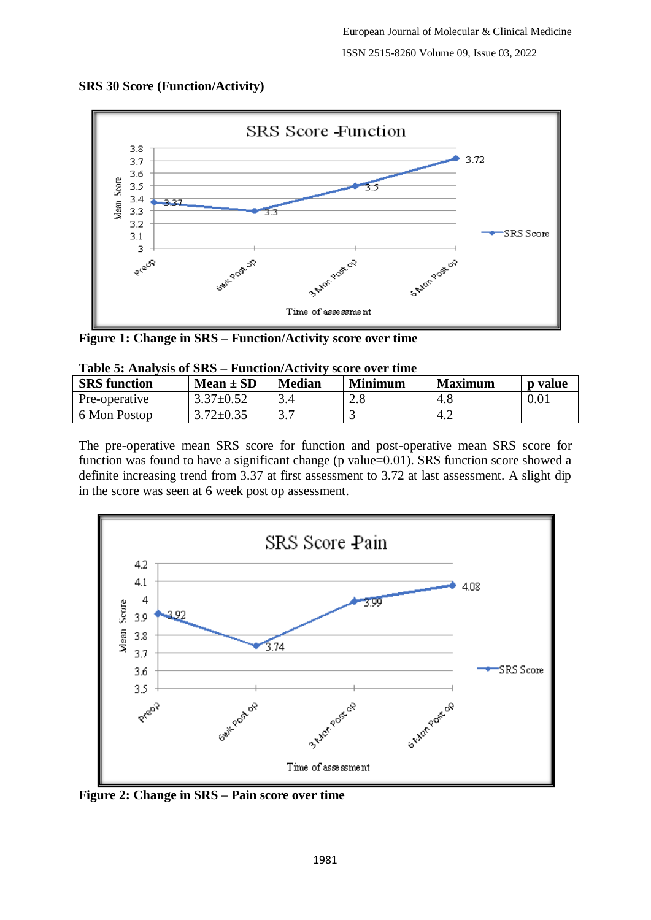**SRS 30 Score (Function/Activity)**

**Figure 1: Change in SRS – Function/Activity score over time**

**Table 5: Analysis of SRS – Function/Activity score over time**

| SRS function | Mean ± SD | Median | Minimum | Maximum | p value |
|---|---|---|---|---|---|
| Pre-operative | 3.37±0.52 | 3.4 | 2.8 | 4.8 | 0.01 |
| 6 Mon Postop | 3.72±0.35 | 3.7 | 3 | 4.2 | |

The pre-operative mean SRS score for function and post-operative mean SRS score for function was found to have a significant change (p value=0.01). SRS function score showed a definite increasing trend from 3.37 at first assessment to 3.72 at last assessment. A slight dip in the score was seen at 6 week post op assessment.

**Figure 2: Change in SRS – Pain score over time**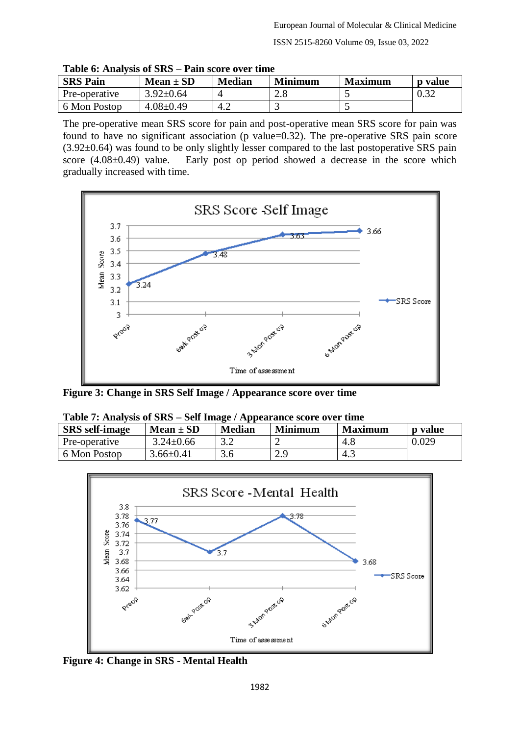**Table 6: Analysis of SRS – Pain score over time**

| SRS Pain | Mean ± SD | Median | Minimum | Maximum | p value |
|---|---|---|---|---|---|
| Pre-operative | 3.92±0.64 | 4 | 2.8 | 5 | 0.32 |
| 6 Mon Postop | 4.08±0.49 | 4.2 | 3 | 5 | |

The pre-operative mean SRS score for pain and post-operative mean SRS score for pain was found to have no significant association (p value=0.32). The pre-operative SRS pain score (3.92±0.64) was found to be only slightly lesser compared to the last postoperative SRS pain score (4.08±0.49) value. Early post op period showed a decrease in the score which gradually increased with time.

**Figure 3: Change in SRS Self Image / Appearance score over time**

**Table 7: Analysis of SRS – Self Image / Appearance score over time**

| SRS self-image | Mean ± SD | Median | Minimum | Maximum | p value |
|---|---|---|---|---|---|
| Pre-operative | 3.24±0.66 | 3.2 | 2 | 4.8 | 0.029 |
| 6 Mon Postop | 3.66±0.41 | 3.6 | 2.9 | 4.3 | |

**Figure 4: Change in SRS - Mental Health**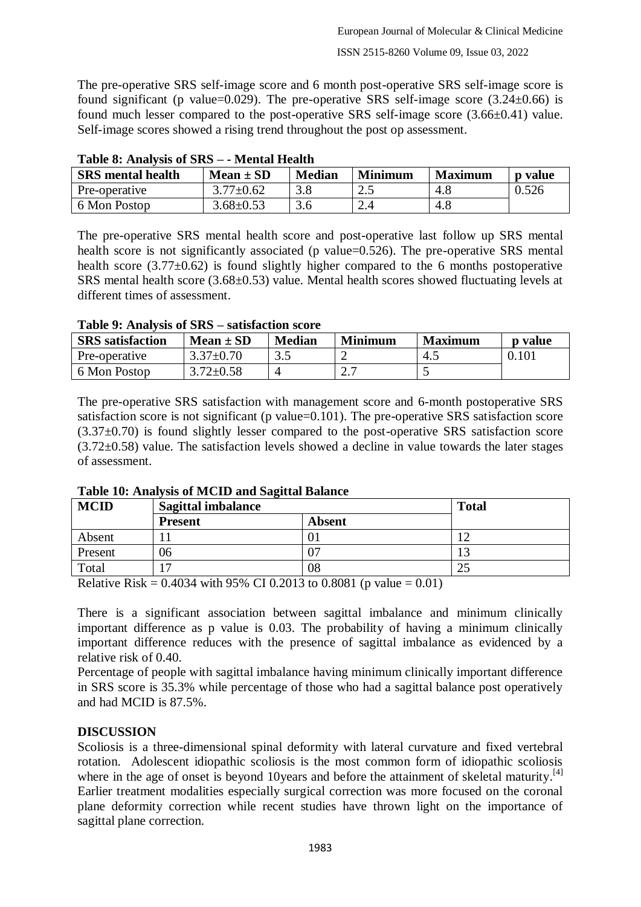The pre-operative SRS self-image score and 6 month post-operative SRS self-image score is found significant (p value=0.029). The pre-operative SRS self-image score (3.24±0.66) is found much lesser compared to the post-operative SRS self-image score (3.66±0.41) value. Self-image scores showed a rising trend throughout the post op assessment.

**Table 8: Analysis of SRS – - Mental Health**

| SRS mental health | Mean ± SD | Median | Minimum | Maximum | p value |
|---|---|---|---|---|---|
| Pre-operative | 3.77±0.62 | 3.8 | 2.5 | 4.8 | 0.526 |
| 6 Mon Postop | 3.68±0.53 | 3.6 | 2.4 | 4.8 | |

The pre-operative SRS mental health score and post-operative last follow up SRS mental health score is not significantly associated (p value=0.526). The pre-operative SRS mental health score (3.77±0.62) is found slightly higher compared to the 6 months postoperative SRS mental health score (3.68±0.53) value. Mental health scores showed fluctuating levels at different times of assessment.

**Table 9: Analysis of SRS – satisfaction score**

| SRS satisfaction | Mean ± SD | Median | Minimum | Maximum | p value |
|---|---|---|---|---|---|
| Pre-operative | 3.37±0.70 | 3.5 | 2 | 4.5 | 0.101 |
| 6 Mon Postop | 3.72±0.58 | 4 | 2.7 | 5 | |

The pre-operative SRS satisfaction with management score and 6-month postoperative SRS satisfaction score is not significant (p value=0.101). The pre-operative SRS satisfaction score (3.37±0.70) is found slightly lesser compared to the post-operative SRS satisfaction score (3.72±0.58) value. The satisfaction levels showed a decline in value towards the later stages of assessment.

**Table 10: Analysis of MCID and Sagittal Balance**

| MCID | Sagittal imbalance | | Total |
|---|---|---|---|
| | Present | Absent | |
| Absent | 11 | 01 | 12 |
| Present | 06 | 07 | 13 |
| Total | 17 | 08 | 25 |

Relative Risk = 0.4034 with 95% CI 0.2013 to 0.8081 (p value = 0.01)

There is a significant association between sagittal imbalance and minimum clinically important difference as p value is 0.03. The probability of having a minimum clinically important difference reduces with the presence of sagittal imbalance as evidenced by a relative risk of 0.40.

Percentage of people with sagittal imbalance having minimum clinically important difference in SRS score is 35.3% while percentage of those who had a sagittal balance post operatively and had MCID is 87.5%.

## DISCUSSION

Scoliosis is a three-dimensional spinal deformity with lateral curvature and fixed vertebral rotation. Adolescent idiopathic scoliosis is the most common form of idiopathic scoliosis where in the age of onset is beyond 10years and before the attainment of skeletal maturity.[4] Earlier treatment modalities especially surgical correction was more focused on the coronal plane deformity correction while recent studies have thrown light on the importance of sagittal plane correction.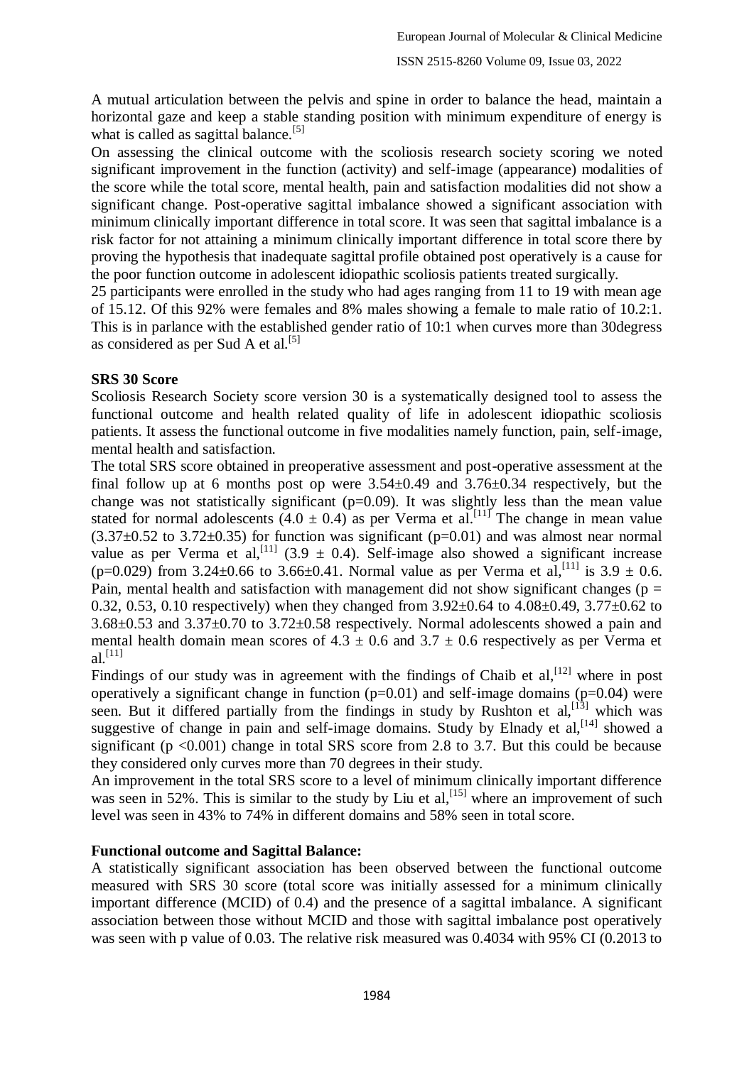A mutual articulation between the pelvis and spine in order to balance the head, maintain a horizontal gaze and keep a stable standing position with minimum expenditure of energy is what is called as sagittal balance.[5]

On assessing the clinical outcome with the scoliosis research society scoring we noted significant improvement in the function (activity) and self-image (appearance) modalities of the score while the total score, mental health, pain and satisfaction modalities did not show a significant change. Post-operative sagittal imbalance showed a significant association with minimum clinically important difference in total score. It was seen that sagittal imbalance is a risk factor for not attaining a minimum clinically important difference in total score there by proving the hypothesis that inadequate sagittal profile obtained post operatively is a cause for the poor function outcome in adolescent idiopathic scoliosis patients treated surgically.

25 participants were enrolled in the study who had ages ranging from 11 to 19 with mean age of 15.12. Of this 92% were females and 8% males showing a female to male ratio of 10.2:1. This is in parlance with the established gender ratio of 10:1 when curves more than 30degress as considered as per Sud A et al.[5]

**SRS 30 Score**

Scoliosis Research Society score version 30 is a systematically designed tool to assess the functional outcome and health related quality of life in adolescent idiopathic scoliosis patients. It assess the functional outcome in five modalities namely function, pain, self-image, mental health and satisfaction.

The total SRS score obtained in preoperative assessment and post-operative assessment at the final follow up at 6 months post op were $3.54 \pm 0.49$ and $3.76 \pm 0.34$ respectively, but the change was not statistically significant ($p=0.09$). It was slightly less than the mean value stated for normal adolescents ($4.0 \pm 0.4$) as per Verma et al.[11] The change in mean value ($3.37 \pm 0.52$ to $3.72 \pm 0.35$) for function was significant ($p=0.01$) and was almost near normal value as per Verma et al,[11] ($3.9 \pm 0.4$). Self-image also showed a significant increase ($p=0.029$) from $3.24 \pm 0.66$ to $3.66 \pm 0.41$. Normal value as per Verma et al,[11] is $3.9 \pm 0.6$. Pain, mental health and satisfaction with management did not show significant changes ($p$ = 0.32, 0.53, 0.10 respectively) when they changed from $3.92 \pm 0.64$ to $4.08 \pm 0.49$, $3.77 \pm 0.62$ to $3.68 \pm 0.53$ and $3.37 \pm 0.70$ to $3.72 \pm 0.58$ respectively. Normal adolescents showed a pain and mental health domain mean scores of $4.3 \pm 0.6$ and $3.7 \pm 0.6$ respectively as per Verma et al.[11]

Findings of our study was in agreement with the findings of Chaib et al,[12] where in post operatively a significant change in function ($p=0.01$) and self-image domains ($p=0.04$) were seen. But it differed partially from the findings in study by Rushton et al,[13] which was suggestive of change in pain and self-image domains. Study by Elnady et al,[14] showed a significant ($p < 0.001$) change in total SRS score from 2.8 to 3.7. But this could be because they considered only curves more than 70 degrees in their study.

An improvement in the total SRS score to a level of minimum clinically important difference was seen in 52%. This is similar to the study by Liu et al,[15] where an improvement of such level was seen in 43% to 74% in different domains and 58% seen in total score.

**Functional outcome and Sagittal Balance:**

A statistically significant association has been observed between the functional outcome measured with SRS 30 score (total score was initially assessed for a minimum clinically important difference (MCID) of 0.4) and the presence of a sagittal imbalance. A significant association between those without MCID and those with sagittal imbalance post operatively was seen with p value of 0.03. The relative risk measured was 0.4034 with 95% CI (0.2013 to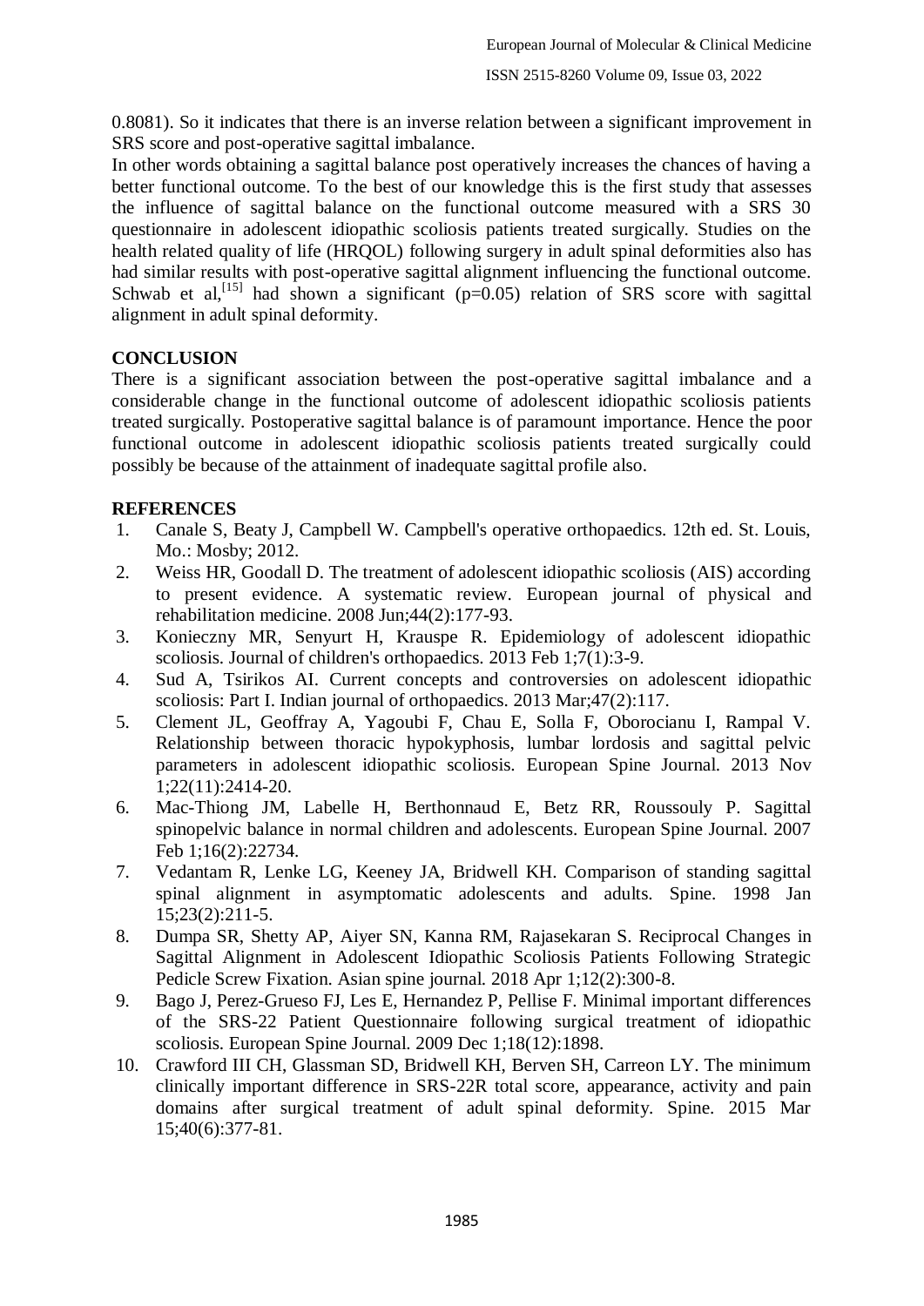0.8081). So it indicates that there is an inverse relation between a significant improvement in SRS score and post-operative sagittal imbalance.

In other words obtaining a sagittal balance post operatively increases the chances of having a better functional outcome. To the best of our knowledge this is the first study that assesses the influence of sagittal balance on the functional outcome measured with a SRS 30 questionnaire in adolescent idiopathic scoliosis patients treated surgically. Studies on the health related quality of life (HRQOL) following surgery in adult spinal deformities also has had similar results with post-operative sagittal alignment influencing the functional outcome. Schwab et al,[15] had shown a significant ($p=0.05$) relation of SRS score with sagittal alignment in adult spinal deformity.

## CONCLUSION

There is a significant association between the post-operative sagittal imbalance and a considerable change in the functional outcome of adolescent idiopathic scoliosis patients treated surgically. Postoperative sagittal balance is of paramount importance. Hence the poor functional outcome in adolescent idiopathic scoliosis patients treated surgically could possibly be because of the attainment of inadequate sagittal profile also.

## REFERENCES

1. Canale S, Beaty J, Campbell W. Campbell's operative orthopaedics. 12th ed. St. Louis, Mo.: Mosby; 2012.
2. Weiss HR, Goodall D. The treatment of adolescent idiopathic scoliosis (AIS) according to present evidence. A systematic review. European journal of physical and rehabilitation medicine. 2008 Jun;44(2):177-93.
3. Konieczny MR, Senyurt H, Krauspe R. Epidemiology of adolescent idiopathic scoliosis. Journal of children's orthopaedics. 2013 Feb 1;7(1):3-9.
4. Sud A, Tsirikos AI. Current concepts and controversies on adolescent idiopathic scoliosis: Part I. Indian journal of orthopaedics. 2013 Mar;47(2):117.
5. Clement JL, Geoffray A, Yagoubi F, Chau E, Solla F, Oborocianu I, Rampal V. Relationship between thoracic hypokyphosis, lumbar lordosis and sagittal pelvic parameters in adolescent idiopathic scoliosis. European Spine Journal. 2013 Nov 1;22(11):2414-20.
6. Mac-Thiong JM, Labelle H, Berthonnaud E, Betz RR, Roussouly P. Sagittal spinopelvic balance in normal children and adolescents. European Spine Journal. 2007 Feb 1;16(2):22734.
7. Vedantam R, Lenke LG, Keeney JA, Bridwell KH. Comparison of standing sagittal spinal alignment in asymptomatic adolescents and adults. Spine. 1998 Jan 15;23(2):211-5.
8. Dumpa SR, Shetty AP, Aiyer SN, Kanna RM, Rajasekaran S. Reciprocal Changes in Sagittal Alignment in Adolescent Idiopathic Scoliosis Patients Following Strategic Pedicle Screw Fixation. Asian spine journal. 2018 Apr 1;12(2):300-8.
9. Bago J, Perez-Grueso FJ, Les E, Hernandez P, Pellise F. Minimal important differences of the SRS-22 Patient Questionnaire following surgical treatment of idiopathic scoliosis. European Spine Journal. 2009 Dec 1;18(12):1898.
10. Crawford III CH, Glassman SD, Bridwell KH, Berven SH, Carreon LY. The minimum clinically important difference in SRS-22R total score, appearance, activity and pain domains after surgical treatment of adult spinal deformity. Spine. 2015 Mar 15;40(6):377-81.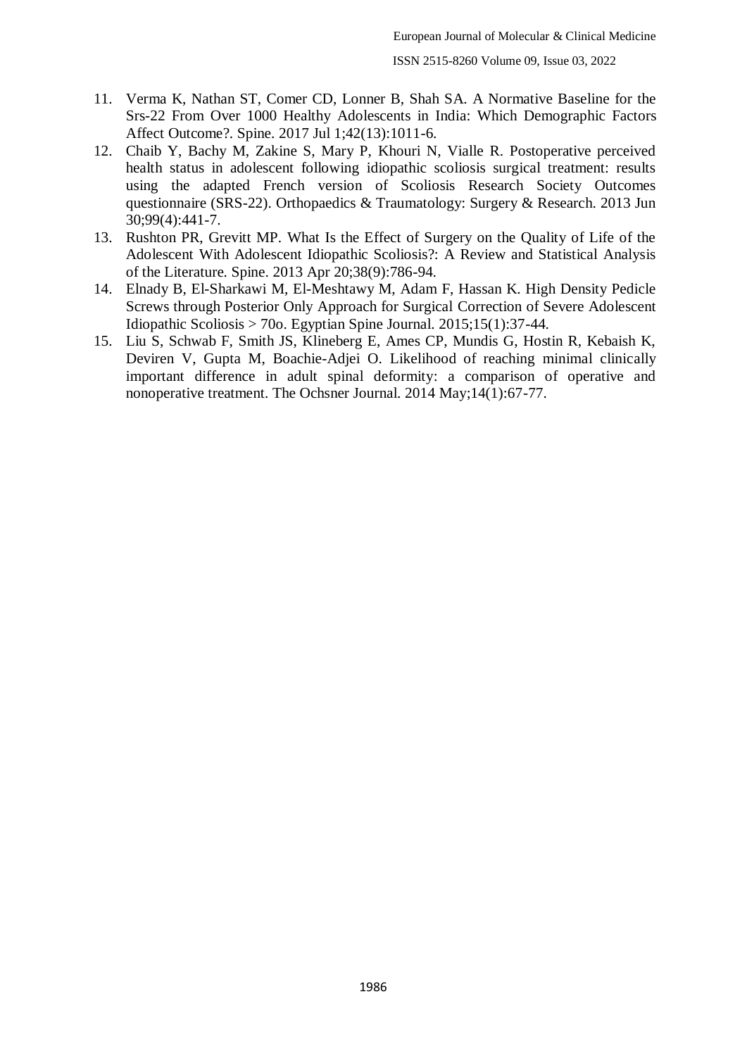11. Verma K, Nathan ST, Comer CD, Lonner B, Shah SA. A Normative Baseline for the Srs-22 From Over 1000 Healthy Adolescents in India: Which Demographic Factors Affect Outcome?. Spine. 2017 Jul 1;42(13):1011-6.
12. Chaib Y, Bachy M, Zakine S, Mary P, Khouri N, Vialle R. Postoperative perceived health status in adolescent following idiopathic scoliosis surgical treatment: results using the adapted French version of Scoliosis Research Society Outcomes questionnaire (SRS-22). Orthopaedics & Traumatology: Surgery & Research. 2013 Jun 30;99(4):441-7.
13. Rushton PR, Grevitt MP. What Is the Effect of Surgery on the Quality of Life of the Adolescent With Adolescent Idiopathic Scoliosis?: A Review and Statistical Analysis of the Literature. Spine. 2013 Apr 20;38(9):786-94.
14. Elnady B, El-Sharkawi M, El-Meshtawy M, Adam F, Hassan K. High Density Pedicle Screws through Posterior Only Approach for Surgical Correction of Severe Adolescent Idiopathic Scoliosis > 70o. Egyptian Spine Journal. 2015;15(1):37-44.
15. Liu S, Schwab F, Smith JS, Klineberg E, Ames CP, Mundis G, Hostin R, Kebaish K, Deviren V, Gupta M, Boachie-Adjei O. Likelihood of reaching minimal clinically important difference in adult spinal deformity: a comparison of operative and nonoperative treatment. The Ochsner Journal. 2014 May;14(1):67-77.